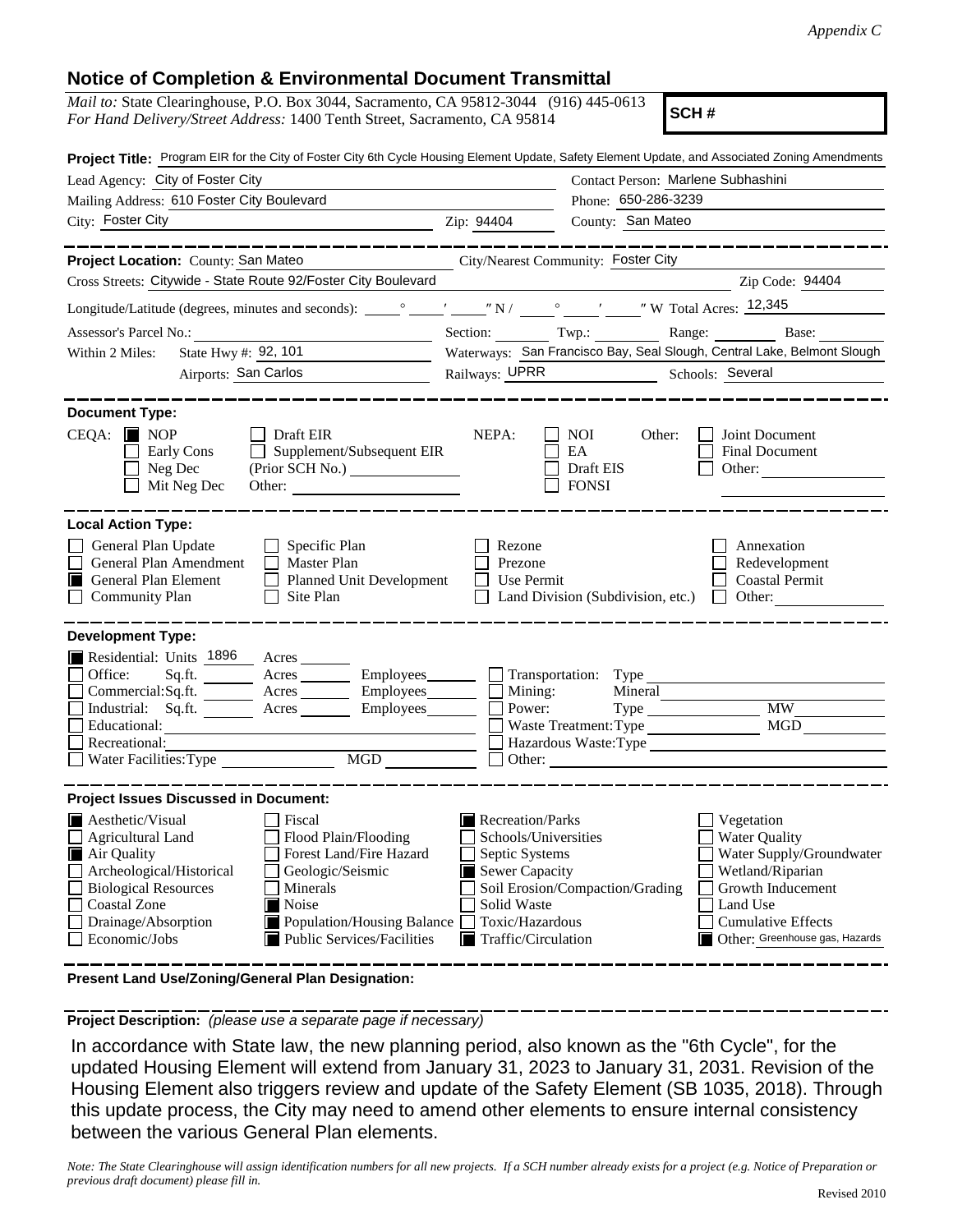*Appendix C*

## Notice of Completion & Environmental Document Transmittal

*Mail to:* State Clearinghouse, P.O. Box 3044, Sacramento, CA 95812-3044 (916) 445-0613
*For Hand Delivery/Street Address:* 1400 Tenth Street, Sacramento, CA 95814

**SCH #**

**Project Title:** Program EIR for the City of Foster City 6th Cycle Housing Element Update, Safety Element Update, and Associated Zoning Amendments

Lead Agency: City of Foster City
Contact Person: Marlene Subhashini
Mailing Address: 610 Foster City Boulevard
Phone: 650-286-3239
City: Foster City
Zip: 94404
County: San Mateo

---

**Project Location:** County: San Mateo
City/Nearest Community: Foster City
Cross Streets: Citywide - State Route 92/Foster City Boulevard
Zip Code: 94404
Longitude/Latitude (degrees, minutes and seconds): ____° ____′ ____″ N / ____° ____′ ____″ W
Total Acres: 12,345
Assessor's Parcel No.:
Section: Twp.: Range: Base:
Within 2 Miles: State Hwy #: 92, 101
Waterways: San Francisco Bay, Seal Slough, Central Lake, Belmont Slough
Airports: San Carlos
Railways: UPRR
Schools: Several

---

**Document Type:**

CEQA:
- [x] NOP
- [ ] Early Cons
- [ ] Neg Dec
- [ ] Mit Neg Dec
- [ ] Draft EIR
- [ ] Supplement/Subsequent EIR (Prior SCH No.)
- Other:

NEPA:
- [ ] NOI
- [ ] EA
- [ ] Draft EIS
- [ ] FONSI

Other:
- [ ] Joint Document
- [ ] Final Document
- [ ] Other:

---

**Local Action Type:**

- [ ] General Plan Update
- [ ] General Plan Amendment
- [x] General Plan Element
- [ ] Community Plan
- [ ] Specific Plan
- [ ] Master Plan
- [ ] Planned Unit Development
- [ ] Site Plan
- [ ] Rezone
- [ ] Prezone
- [ ] Use Permit
- [ ] Land Division (Subdivision, etc.)
- [ ] Annexation
- [ ] Redevelopment
- [ ] Coastal Permit
- [ ] Other:

---

**Development Type:**

- [x] Residential: Units 1896 Acres
- [ ] Office: Sq.ft. Acres Employees
- [ ] Commercial: Sq.ft. Acres Employees
- [ ] Industrial: Sq.ft. Acres Employees
- [ ] Educational:
- [ ] Recreational:
- [ ] Water Facilities: Type MGD
- [ ] Transportation: Type
- [ ] Mining: Mineral
- [ ] Power: Type MW
- [ ] Waste Treatment: Type MGD
- [ ] Hazardous Waste: Type
- [ ] Other:

---

**Project Issues Discussed in Document:**

- [x] Aesthetic/Visual
- [ ] Agricultural Land
- [x] Air Quality
- [ ] Archeological/Historical
- [ ] Biological Resources
- [ ] Coastal Zone
- [ ] Drainage/Absorption
- [ ] Economic/Jobs
- [ ] Fiscal
- [ ] Flood Plain/Flooding
- [ ] Forest Land/Fire Hazard
- [ ] Geologic/Seismic
- [ ] Minerals
- [x] Noise
- [x] Population/Housing Balance
- [x] Public Services/Facilities
- [x] Recreation/Parks
- [ ] Schools/Universities
- [ ] Septic Systems
- [x] Sewer Capacity
- [ ] Soil Erosion/Compaction/Grading
- [ ] Solid Waste
- [ ] Toxic/Hazardous
- [x] Traffic/Circulation
- [ ] Vegetation
- [ ] Water Quality
- [ ] Water Supply/Groundwater
- [ ] Wetland/Riparian
- [ ] Growth Inducement
- [ ] Land Use
- [ ] Cumulative Effects
- [x] Other: Greenhouse gas, Hazards

---

**Present Land Use/Zoning/General Plan Designation:**

---

**Project Description:** *(please use a separate page if necessary)*

In accordance with State law, the new planning period, also known as the "6th Cycle", for the updated Housing Element will extend from January 31, 2023 to January 31, 2031. Revision of the Housing Element also triggers review and update of the Safety Element (SB 1035, 2018). Through this update process, the City may need to amend other elements to ensure internal consistency between the various General Plan elements.

*Note: The State Clearinghouse will assign identification numbers for all new projects. If a SCH number already exists for a project (e.g. Notice of Preparation or previous draft document) please fill in.*

Revised 2010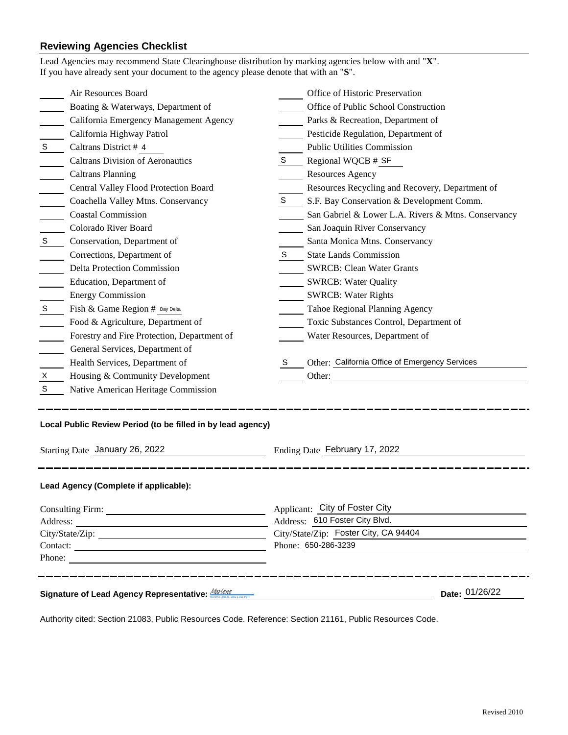## Reviewing Agencies Checklist

Lead Agencies may recommend State Clearinghouse distribution by marking agencies below with and "**X**".
If you have already sent your document to the agency please denote that with an "**S**".

| | | | |
|---|---|---|---|
| | Air Resources Board | | Office of Historic Preservation |
| | Boating & Waterways, Department of | | Office of Public School Construction |
| | California Emergency Management Agency | | Parks & Recreation, Department of |
| | California Highway Patrol | | Pesticide Regulation, Department of |
| S | Caltrans District # 4 | | Public Utilities Commission |
| | Caltrans Division of Aeronautics | S | Regional WQCB # SF |
| | Caltrans Planning | | Resources Agency |
| | Central Valley Flood Protection Board | | Resources Recycling and Recovery, Department of |
| | Coachella Valley Mtns. Conservancy | S | S.F. Bay Conservation & Development Comm. |
| | Coastal Commission | | San Gabriel & Lower L.A. Rivers & Mtns. Conservancy |
| | Colorado River Board | | San Joaquin River Conservancy |
| S | Conservation, Department of | | Santa Monica Mtns. Conservancy |
| | Corrections, Department of | S | State Lands Commission |
| | Delta Protection Commission | | SWRCB: Clean Water Grants |
| | Education, Department of | | SWRCB: Water Quality |
| | Energy Commission | | SWRCB: Water Rights |
| S | Fish & Game Region # Bay Delta | | Tahoe Regional Planning Agency |
| | Food & Agriculture, Department of | | Toxic Substances Control, Department of |
| | Forestry and Fire Protection, Department of | | Water Resources, Department of |
| | General Services, Department of | | |
| | Health Services, Department of | S | Other: California Office of Emergency Services |
| X | Housing & Community Development | | Other: |
| S | Native American Heritage Commission | | |

---

**Local Public Review Period (to be filled in by lead agency)**

Starting Date January 26, 2022 Ending Date February 17, 2022

---

**Lead Agency (Complete if applicable):**

Consulting Firm:
Address:
City/State/Zip:
Contact:
Phone:

Applicant: City of Foster City
Address: 610 Foster City Blvd.
City/State/Zip: Foster City, CA 94404
Phone: 650-286-3239

---

**Signature of Lead Agency Representative:** *Marlene* **Date:** 01/26/22

Authority cited: Section 21083, Public Resources Code. Reference: Section 21161, Public Resources Code.

Revised 2010